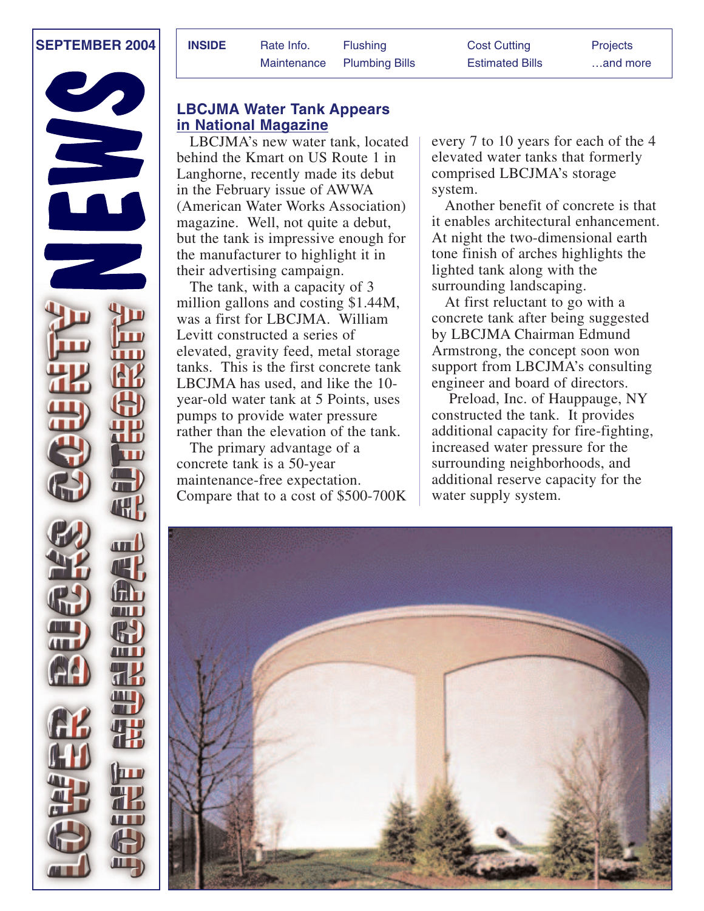SEPTEMBER 2004

# LOWER BUCKS COUNTY JOINT MUNICIPAL AUTHORITY NEWS

**INSIDE** Rate Info. · Maintenance · Flushing · Plumbing Bills · Cost Cutting · Estimated Bills · Projects · …and more

## LBCJMA Water Tank Appears in National Magazine

LBCJMA's new water tank, located behind the Kmart on US Route 1 in Langhorne, recently made its debut in the February issue of AWWA (American Water Works Association) magazine. Well, not quite a debut, but the tank is impressive enough for the manufacturer to highlight it in their advertising campaign.

The tank, with a capacity of 3 million gallons and costing $1.44M, was a first for LBCJMA. William Levitt constructed a series of elevated, gravity feed, metal storage tanks. This is the first concrete tank LBCJMA has used, and like the 10-year-old water tank at 5 Points, uses pumps to provide water pressure rather than the elevation of the tank.

The primary advantage of a concrete tank is a 50-year maintenance-free expectation. Compare that to a cost of $500-700K every 7 to 10 years for each of the 4 elevated water tanks that formerly comprised LBCJMA's storage system.

Another benefit of concrete is that it enables architectural enhancement. At night the two-dimensional earth tone finish of arches highlights the lighted tank along with the surrounding landscaping.

At first reluctant to go with a concrete tank after being suggested by LBCJMA Chairman Edmund Armstrong, the concept soon won support from LBCJMA's consulting engineer and board of directors.

Preload, Inc. of Hauppauge, NY constructed the tank. It provides additional capacity for fire-fighting, increased water pressure for the surrounding neighborhoods, and additional reserve capacity for the water supply system.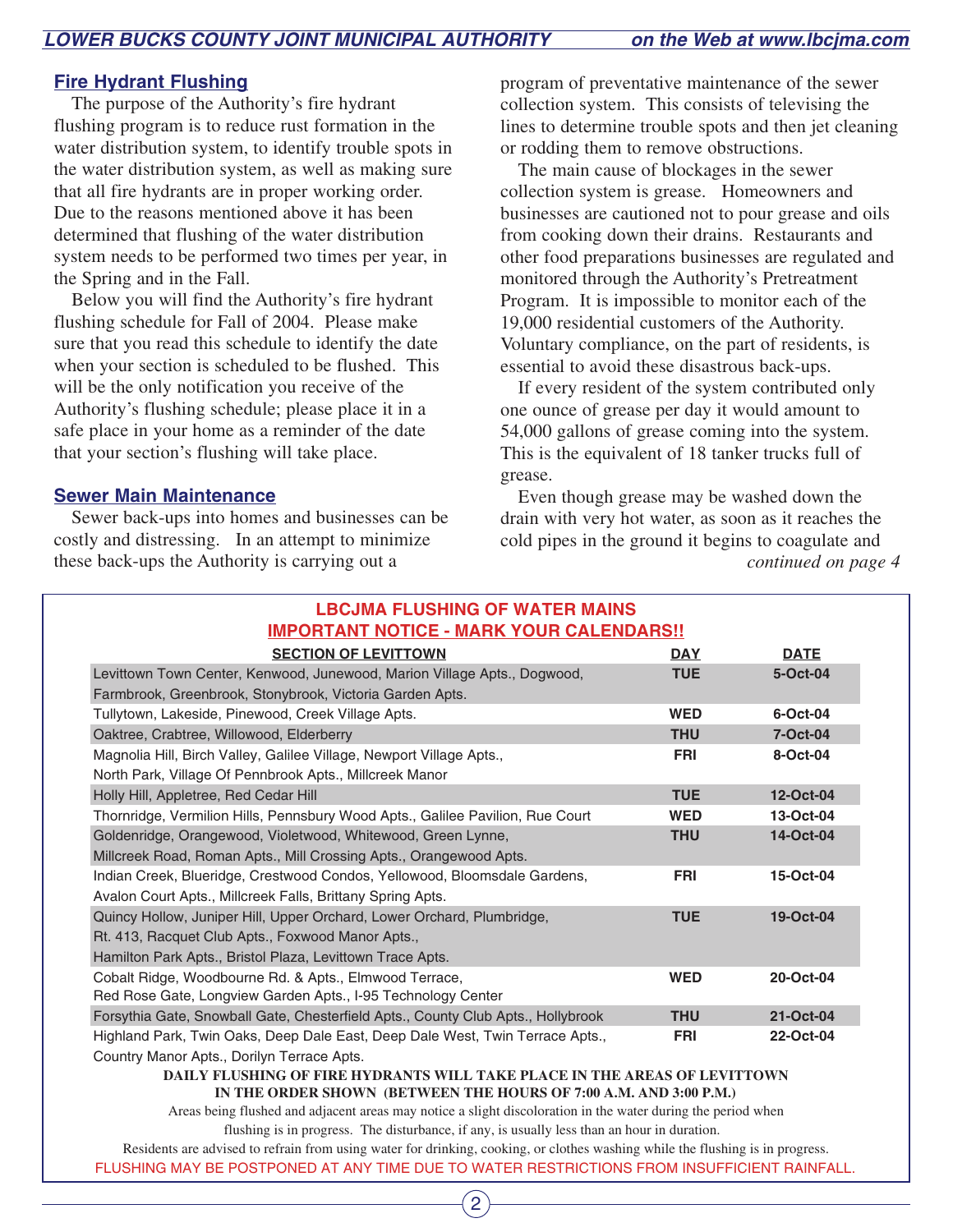## Fire Hydrant Flushing

The purpose of the Authority's fire hydrant flushing program is to reduce rust formation in the water distribution system, to identify trouble spots in the water distribution system, as well as making sure that all fire hydrants are in proper working order. Due to the reasons mentioned above it has been determined that flushing of the water distribution system needs to be performed two times per year, in the Spring and in the Fall.

Below you will find the Authority's fire hydrant flushing schedule for Fall of 2004. Please make sure that you read this schedule to identify the date when your section is scheduled to be flushed. This will be the only notification you receive of the Authority's flushing schedule; please place it in a safe place in your home as a reminder of the date that your section's flushing will take place.

## Sewer Main Maintenance

Sewer back-ups into homes and businesses can be costly and distressing. In an attempt to minimize these back-ups the Authority is carrying out a program of preventative maintenance of the sewer collection system. This consists of televising the lines to determine trouble spots and then jet cleaning or rodding them to remove obstructions.

The main cause of blockages in the sewer collection system is grease. Homeowners and businesses are cautioned not to pour grease and oils from cooking down their drains. Restaurants and other food preparations businesses are regulated and monitored through the Authority's Pretreatment Program. It is impossible to monitor each of the 19,000 residential customers of the Authority. Voluntary compliance, on the part of residents, is essential to avoid these disastrous back-ups.

If every resident of the system contributed only one ounce of grease per day it would amount to 54,000 gallons of grease coming into the system. This is the equivalent of 18 tanker trucks full of grease.

Even though grease may be washed down the drain with very hot water, as soon as it reaches the cold pipes in the ground it begins to coagulate and

*continued on page 4*

## LBCJMA FLUSHING OF WATER MAINS
### IMPORTANT NOTICE - MARK YOUR CALENDARS!!

| SECTION OF LEVITTOWN | DAY | DATE |
|---|---|---|
| Levittown Town Center, Kenwood, Junewood, Marion Village Apts., Dogwood, Farmbrook, Greenbrook, Stonybrook, Victoria Garden Apts. | TUE | 5-Oct-04 |
| Tullytown, Lakeside, Pinewood, Creek Village Apts. | WED | 6-Oct-04 |
| Oaktree, Crabtree, Willowood, Elderberry | THU | 7-Oct-04 |
| Magnolia Hill, Birch Valley, Galilee Village, Newport Village Apts., North Park, Village Of Pennbrook Apts., Millcreek Manor | FRI | 8-Oct-04 |
| Holly Hill, Appletree, Red Cedar Hill | TUE | 12-Oct-04 |
| Thornridge, Vermilion Hills, Pennsbury Wood Apts., Galilee Pavilion, Rue Court | WED | 13-Oct-04 |
| Goldenridge, Orangewood, Violetwood, Whitewood, Green Lynne, Millcreek Road, Roman Apts., Mill Crossing Apts., Orangewood Apts. | THU | 14-Oct-04 |
| Indian Creek, Blueridge, Crestwood Condos, Yellowood, Bloomsdale Gardens, Avalon Court Apts., Millcreek Falls, Brittany Spring Apts. | FRI | 15-Oct-04 |
| Quincy Hollow, Juniper Hill, Upper Orchard, Lower Orchard, Plumbridge, Rt. 413, Racquet Club Apts., Foxwood Manor Apts., Hamilton Park Apts., Bristol Plaza, Levittown Trace Apts. | TUE | 19-Oct-04 |
| Cobalt Ridge, Woodbourne Rd. & Apts., Elmwood Terrace, Red Rose Gate, Longview Garden Apts., I-95 Technology Center | WED | 20-Oct-04 |
| Forsythia Gate, Snowball Gate, Chesterfield Apts., County Club Apts., Hollybrook | THU | 21-Oct-04 |
| Highland Park, Twin Oaks, Deep Dale East, Deep Dale West, Twin Terrace Apts., Country Manor Apts., Dorilyn Terrace Apts. | FRI | 22-Oct-04 |

**DAILY FLUSHING OF FIRE HYDRANTS WILL TAKE PLACE IN THE AREAS OF LEVITTOWN IN THE ORDER SHOWN (BETWEEN THE HOURS OF 7:00 A.M. AND 3:00 P.M.)**

Areas being flushed and adjacent areas may notice a slight discoloration in the water during the period when flushing is in progress. The disturbance, if any, is usually less than an hour in duration.

Residents are advised to refrain from using water for drinking, cooking, or clothes washing while the flushing is in progress.

FLUSHING MAY BE POSTPONED AT ANY TIME DUE TO WATER RESTRICTIONS FROM INSUFFICIENT RAINFALL.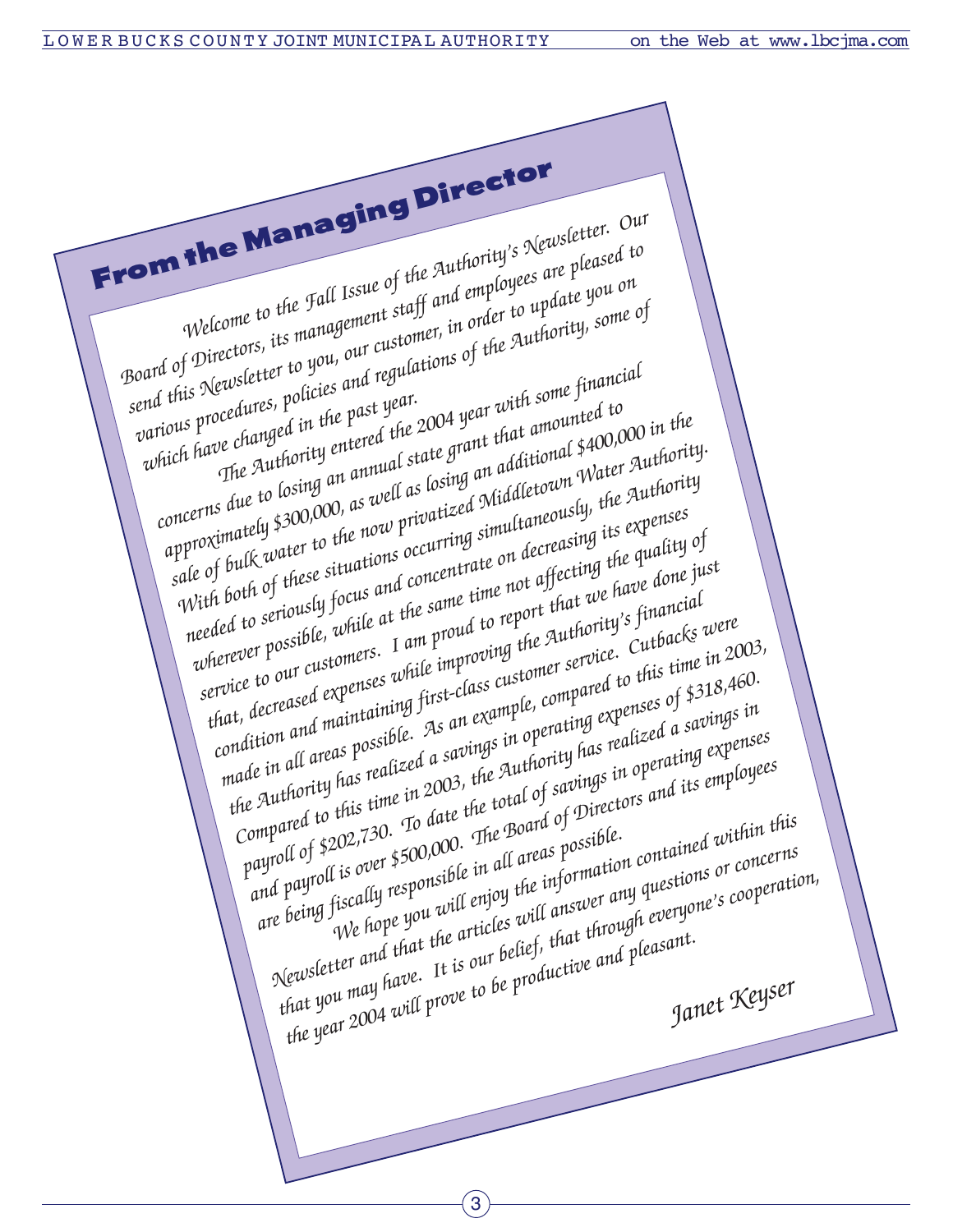## From the Managing Director

*Welcome to the Fall Issue of the Authority's Newsletter. Our Board of Directors, its management staff and employees are pleased to send this Newsletter to you, our customer, in order to update you on various procedures, policies and regulations of the Authority, some of which have changed in the past year.*

*The Authority entered the 2004 year with some financial concerns due to losing an annual state grant that amounted to approximately $300,000, as well as losing an additional $400,000 in the sale of bulk water to the now privatized Middletown Water Authority. With both of these situations occurring simultaneously, the Authority needed to seriously focus and concentrate on decreasing its expenses wherever possible, while at the same time not affecting the quality of service to our customers. I am proud to report that we have done just that, decreased expenses while improving the Authority's financial condition and maintaining first-class customer service. Cutbacks were made in all areas possible. As an example, compared to this time in 2003, the Authority has realized a savings in operating expenses of $318,460. Compared to this time in 2003, the Authority has realized a savings in payroll of $202,730. To date the total of savings in operating expenses and payroll is over $500,000. The Board of Directors and its employees are being fiscally responsible in all areas possible.*

*We hope you will enjoy the information contained within this Newsletter and that the articles will answer any questions or concerns that you may have. It is our belief, that through everyone's cooperation, the year 2004 will prove to be productive and pleasant.*

*Janet Keyser*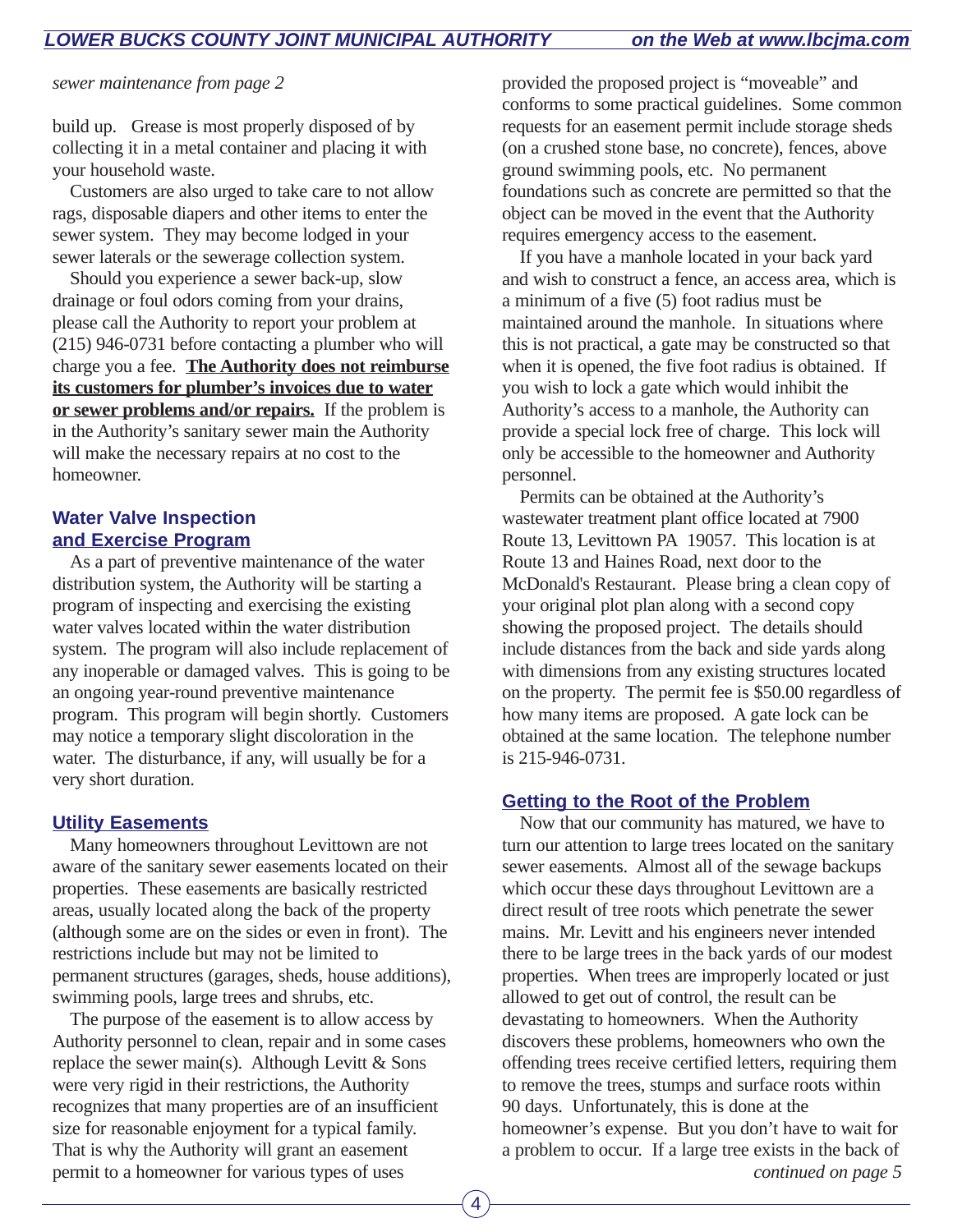*sewer maintenance from page 2*

build up. Grease is most properly disposed of by collecting it in a metal container and placing it with your household waste.

Customers are also urged to take care to not allow rags, disposable diapers and other items to enter the sewer system. They may become lodged in your sewer laterals or the sewerage collection system.

Should you experience a sewer back-up, slow drainage or foul odors coming from your drains, please call the Authority to report your problem at (215) 946-0731 before contacting a plumber who will charge you a fee. **The Authority does not reimburse its customers for plumber's invoices due to water or sewer problems and/or repairs.** If the problem is in the Authority's sanitary sewer main the Authority will make the necessary repairs at no cost to the homeowner.

## Water Valve Inspection and Exercise Program

As a part of preventive maintenance of the water distribution system, the Authority will be starting a program of inspecting and exercising the existing water valves located within the water distribution system. The program will also include replacement of any inoperable or damaged valves. This is going to be an ongoing year-round preventive maintenance program. This program will begin shortly. Customers may notice a temporary slight discoloration in the water. The disturbance, if any, will usually be for a very short duration.

## Utility Easements

Many homeowners throughout Levittown are not aware of the sanitary sewer easements located on their properties. These easements are basically restricted areas, usually located along the back of the property (although some are on the sides or even in front). The restrictions include but may not be limited to permanent structures (garages, sheds, house additions), swimming pools, large trees and shrubs, etc.

The purpose of the easement is to allow access by Authority personnel to clean, repair and in some cases replace the sewer main(s). Although Levitt & Sons were very rigid in their restrictions, the Authority recognizes that many properties are of an insufficient size for reasonable enjoyment for a typical family. That is why the Authority will grant an easement permit to a homeowner for various types of uses provided the proposed project is "moveable" and conforms to some practical guidelines. Some common requests for an easement permit include storage sheds (on a crushed stone base, no concrete), fences, above ground swimming pools, etc. No permanent foundations such as concrete are permitted so that the object can be moved in the event that the Authority requires emergency access to the easement.

If you have a manhole located in your back yard and wish to construct a fence, an access area, which is a minimum of a five (5) foot radius must be maintained around the manhole. In situations where this is not practical, a gate may be constructed so that when it is opened, the five foot radius is obtained. If you wish to lock a gate which would inhibit the Authority's access to a manhole, the Authority can provide a special lock free of charge. This lock will only be accessible to the homeowner and Authority personnel.

Permits can be obtained at the Authority's wastewater treatment plant office located at 7900 Route 13, Levittown PA 19057. This location is at Route 13 and Haines Road, next door to the McDonald's Restaurant. Please bring a clean copy of your original plot plan along with a second copy showing the proposed project. The details should include distances from the back and side yards along with dimensions from any existing structures located on the property. The permit fee is $50.00 regardless of how many items are proposed. A gate lock can be obtained at the same location. The telephone number is 215-946-0731.

## Getting to the Root of the Problem

Now that our community has matured, we have to turn our attention to large trees located on the sanitary sewer easements. Almost all of the sewage backups which occur these days throughout Levittown are a direct result of tree roots which penetrate the sewer mains. Mr. Levitt and his engineers never intended there to be large trees in the back yards of our modest properties. When trees are improperly located or just allowed to get out of control, the result can be devastating to homeowners. When the Authority discovers these problems, homeowners who own the offending trees receive certified letters, requiring them to remove the trees, stumps and surface roots within 90 days. Unfortunately, this is done at the homeowner's expense. But you don't have to wait for a problem to occur. If a large tree exists in the back of

*continued on page 5*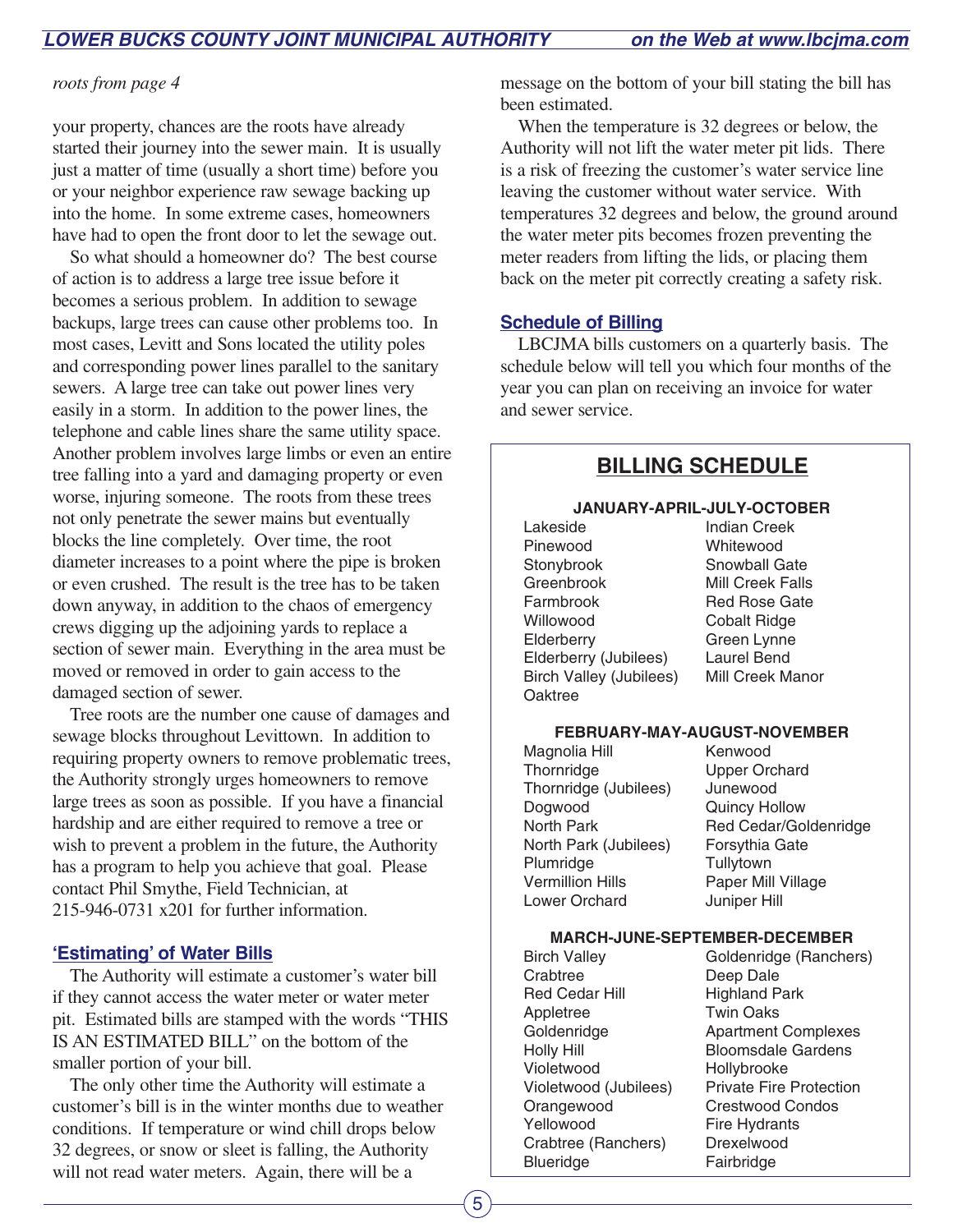*roots from page 4*

your property, chances are the roots have already started their journey into the sewer main. It is usually just a matter of time (usually a short time) before you or your neighbor experience raw sewage backing up into the home. In some extreme cases, homeowners have had to open the front door to let the sewage out.

So what should a homeowner do? The best course of action is to address a large tree issue before it becomes a serious problem. In addition to sewage backups, large trees can cause other problems too. In most cases, Levitt and Sons located the utility poles and corresponding power lines parallel to the sanitary sewers. A large tree can take out power lines very easily in a storm. In addition to the power lines, the telephone and cable lines share the same utility space. Another problem involves large limbs or even an entire tree falling into a yard and damaging property or even worse, injuring someone. The roots from these trees not only penetrate the sewer mains but eventually blocks the line completely. Over time, the root diameter increases to a point where the pipe is broken or even crushed. The result is the tree has to be taken down anyway, in addition to the chaos of emergency crews digging up the adjoining yards to replace a section of sewer main. Everything in the area must be moved or removed in order to gain access to the damaged section of sewer.

Tree roots are the number one cause of damages and sewage blocks throughout Levittown. In addition to requiring property owners to remove problematic trees, the Authority strongly urges homeowners to remove large trees as soon as possible. If you have a financial hardship and are either required to remove a tree or wish to prevent a problem in the future, the Authority has a program to help you achieve that goal. Please contact Phil Smythe, Field Technician, at 215-946-0731 x201 for further information.

## 'Estimating' of Water Bills

The Authority will estimate a customer's water bill if they cannot access the water meter or water meter pit. Estimated bills are stamped with the words "THIS IS AN ESTIMATED BILL" on the bottom of the smaller portion of your bill.

The only other time the Authority will estimate a customer's bill is in the winter months due to weather conditions. If temperature or wind chill drops below 32 degrees, or snow or sleet is falling, the Authority will not read water meters. Again, there will be a message on the bottom of your bill stating the bill has been estimated.

When the temperature is 32 degrees or below, the Authority will not lift the water meter pit lids. There is a risk of freezing the customer's water service line leaving the customer without water service. With temperatures 32 degrees and below, the ground around the water meter pits becomes frozen preventing the meter readers from lifting the lids, or placing them back on the meter pit correctly creating a safety risk.

## Schedule of Billing

LBCJMA bills customers on a quarterly basis. The schedule below will tell you which four months of the year you can plan on receiving an invoice for water and sewer service.

## BILLING SCHEDULE

**JANUARY-APRIL-JULY-OCTOBER**

| | |
|---|---|
| Lakeside | Indian Creek |
| Pinewood | Whitewood |
| Stonybrook | Snowball Gate |
| Greenbrook | Mill Creek Falls |
| Farmbrook | Red Rose Gate |
| Willowood | Cobalt Ridge |
| Elderberry | Green Lynne |
| Elderberry (Jubilees) | Laurel Bend |
| Birch Valley (Jubilees) | Mill Creek Manor |
| Oaktree | |

**FEBRUARY-MAY-AUGUST-NOVEMBER**

| | |
|---|---|
| Magnolia Hill | Kenwood |
| Thornridge | Upper Orchard |
| Thornridge (Jubilees) | Junewood |
| Dogwood | Quincy Hollow |
| North Park | Red Cedar/Goldenridge |
| North Park (Jubilees) | Forsythia Gate |
| Plumridge | Tullytown |
| Vermillion Hills | Paper Mill Village |
| Lower Orchard | Juniper Hill |

**MARCH-JUNE-SEPTEMBER-DECEMBER**

| | |
|---|---|
| Birch Valley | Goldenridge (Ranchers) |
| Crabtree | Deep Dale |
| Red Cedar Hill | Highland Park |
| Appletree | Twin Oaks |
| Goldenridge | Apartment Complexes |
| Holly Hill | Bloomsdale Gardens |
| Violetwood | Hollybrooke |
| Violetwood (Jubilees) | Private Fire Protection |
| Orangewood | Crestwood Condos |
| Yellowood | Fire Hydrants |
| Crabtree (Ranchers) | Drexelwood |
| Blueridge | Fairbridge |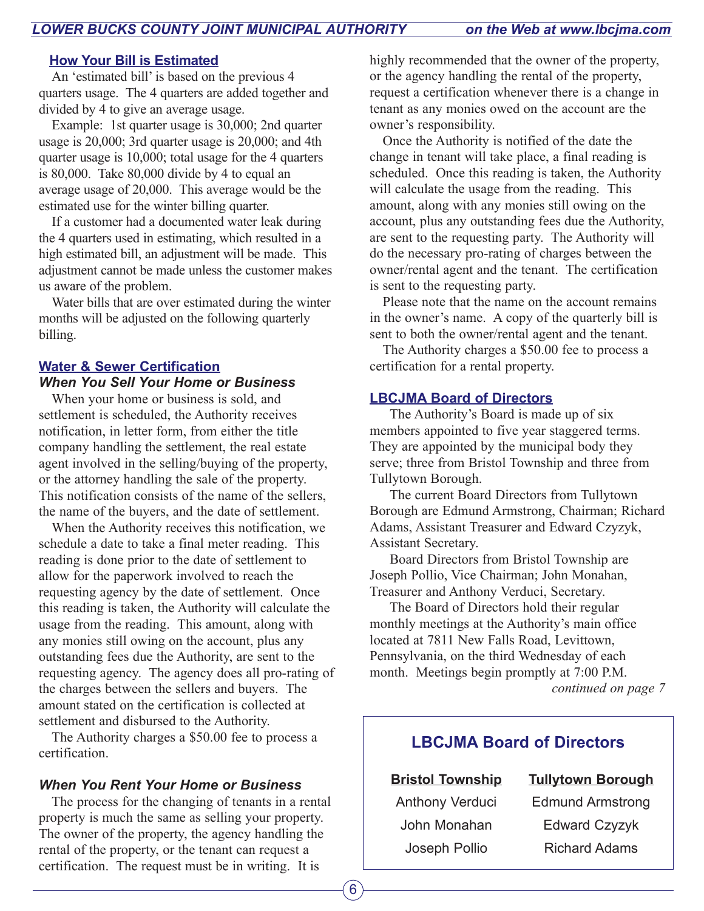## How Your Bill is Estimated

An 'estimated bill' is based on the previous 4 quarters usage. The 4 quarters are added together and divided by 4 to give an average usage.

Example: 1st quarter usage is 30,000; 2nd quarter usage is 20,000; 3rd quarter usage is 20,000; and 4th quarter usage is 10,000; total usage for the 4 quarters is 80,000. Take 80,000 divide by 4 to equal an average usage of 20,000. This average would be the estimated use for the winter billing quarter.

If a customer had a documented water leak during the 4 quarters used in estimating, which resulted in a high estimated bill, an adjustment will be made. This adjustment cannot be made unless the customer makes us aware of the problem.

Water bills that are over estimated during the winter months will be adjusted on the following quarterly billing.

## Water & Sewer Certification

### *When You Sell Your Home or Business*

When your home or business is sold, and settlement is scheduled, the Authority receives notification, in letter form, from either the title company handling the settlement, the real estate agent involved in the selling/buying of the property, or the attorney handling the sale of the property. This notification consists of the name of the sellers, the name of the buyers, and the date of settlement.

When the Authority receives this notification, we schedule a date to take a final meter reading. This reading is done prior to the date of settlement to allow for the paperwork involved to reach the requesting agency by the date of settlement. Once this reading is taken, the Authority will calculate the usage from the reading. This amount, along with any monies still owing on the account, plus any outstanding fees due the Authority, are sent to the requesting agency. The agency does all pro-rating of the charges between the sellers and buyers. The amount stated on the certification is collected at settlement and disbursed to the Authority.

The Authority charges a $50.00 fee to process a certification.

### *When You Rent Your Home or Business*

The process for the changing of tenants in a rental property is much the same as selling your property. The owner of the property, the agency handling the rental of the property, or the tenant can request a certification. The request must be in writing. It is highly recommended that the owner of the property, or the agency handling the rental of the property, request a certification whenever there is a change in tenant as any monies owed on the account are the owner's responsibility.

Once the Authority is notified of the date the change in tenant will take place, a final reading is scheduled. Once this reading is taken, the Authority will calculate the usage from the reading. This amount, along with any monies still owing on the account, plus any outstanding fees due the Authority, are sent to the requesting party. The Authority will do the necessary pro-rating of charges between the owner/rental agent and the tenant. The certification is sent to the requesting party.

Please note that the name on the account remains in the owner's name. A copy of the quarterly bill is sent to both the owner/rental agent and the tenant.

The Authority charges a $50.00 fee to process a certification for a rental property.

## LBCJMA Board of Directors

The Authority's Board is made up of six members appointed to five year staggered terms. They are appointed by the municipal body they serve; three from Bristol Township and three from Tullytown Borough.

The current Board Directors from Tullytown Borough are Edmund Armstrong, Chairman; Richard Adams, Assistant Treasurer and Edward Czyzyk, Assistant Secretary.

Board Directors from Bristol Township are Joseph Pollio, Vice Chairman; John Monahan, Treasurer and Anthony Verduci, Secretary.

The Board of Directors hold their regular monthly meetings at the Authority's main office located at 7811 New Falls Road, Levittown, Pennsylvania, on the third Wednesday of each month. Meetings begin promptly at 7:00 P.M.

*continued on page 7*

### LBCJMA Board of Directors

| Bristol Township | Tullytown Borough |
|---|---|
| Anthony Verduci | Edmund Armstrong |
| John Monahan | Edward Czyzyk |
| Joseph Pollio | Richard Adams |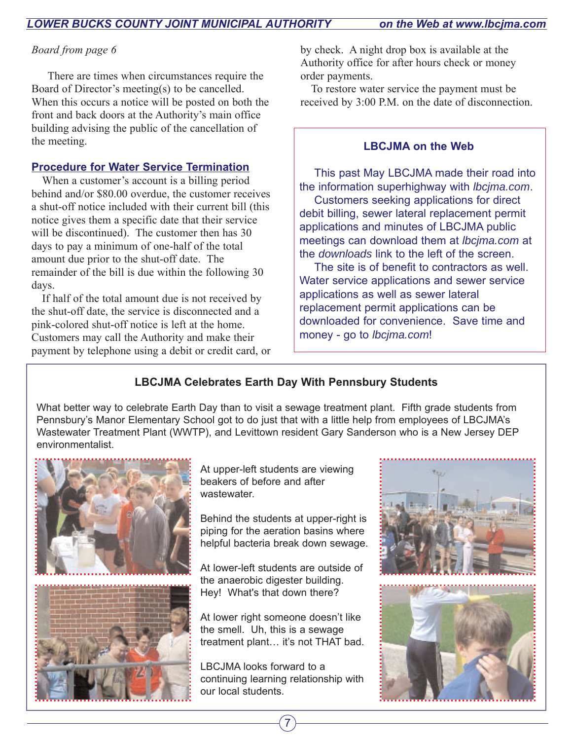*Board from page 6*

There are times when circumstances require the Board of Director's meeting(s) to be cancelled. When this occurs a notice will be posted on both the front and back doors at the Authority's main office building advising the public of the cancellation of the meeting.

## Procedure for Water Service Termination

When a customer's account is a billing period behind and/or $80.00 overdue, the customer receives a shut-off notice included with their current bill (this notice gives them a specific date that their service will be discontinued). The customer then has 30 days to pay a minimum of one-half of the total amount due prior to the shut-off date. The remainder of the bill is due within the following 30 days.

If half of the total amount due is not received by the shut-off date, the service is disconnected and a pink-colored shut-off notice is left at the home. Customers may call the Authority and make their payment by telephone using a debit or credit card, or by check. A night drop box is available at the Authority office for after hours check or money order payments.

To restore water service the payment must be received by 3:00 P.M. on the date of disconnection.

## LBCJMA on the Web

This past May LBCJMA made their road into the information superhighway with *lbcjma.com*.

Customers seeking applications for direct debit billing, sewer lateral replacement permit applications and minutes of LBCJMA public meetings can download them at *lbcjma.com* at the *downloads* link to the left of the screen.

The site is of benefit to contractors as well. Water service applications and sewer service applications as well as sewer lateral replacement permit applications can be downloaded for convenience. Save time and money - go to *lbcjma.com*!

## LBCJMA Celebrates Earth Day With Pennsbury Students

What better way to celebrate Earth Day than to visit a sewage treatment plant. Fifth grade students from Pennsbury's Manor Elementary School got to do just that with a little help from employees of LBCJMA's Wastewater Treatment Plant (WWTP), and Levittown resident Gary Sanderson who is a New Jersey DEP environmentalist.

At upper-left students are viewing beakers of before and after wastewater.

Behind the students at upper-right is piping for the aeration basins where helpful bacteria break down sewage.

At lower-left students are outside of the anaerobic digester building. Hey! What's that down there?

At lower right someone doesn't like the smell. Uh, this is a sewage treatment plant… it's not THAT bad.

LBCJMA looks forward to a continuing learning relationship with our local students.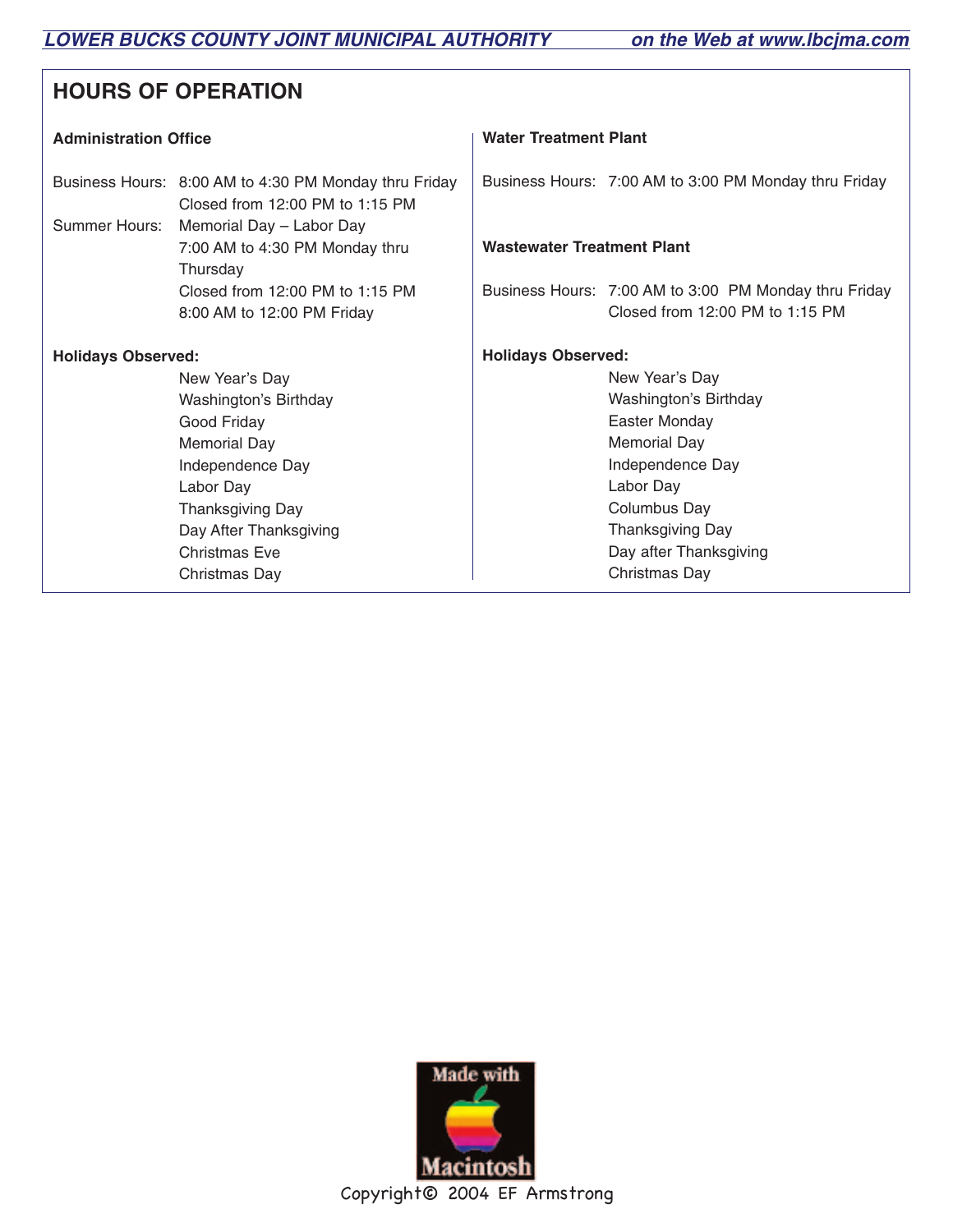## HOURS OF OPERATION

### Administration Office

Business Hours: 8:00 AM to 4:30 PM Monday thru Friday
Closed from 12:00 PM to 1:15 PM

Summer Hours: Memorial Day – Labor Day
7:00 AM to 4:30 PM Monday thru Thursday
Closed from 12:00 PM to 1:15 PM
8:00 AM to 12:00 PM Friday

**Holidays Observed:**

- New Year's Day
- Washington's Birthday
- Good Friday
- Memorial Day
- Independence Day
- Labor Day
- Thanksgiving Day
- Day After Thanksgiving
- Christmas Eve
- Christmas Day

### Water Treatment Plant

Business Hours: 7:00 AM to 3:00 PM Monday thru Friday

### Wastewater Treatment Plant

Business Hours: 7:00 AM to 3:00 PM Monday thru Friday
Closed from 12:00 PM to 1:15 PM

**Holidays Observed:**

- New Year's Day
- Washington's Birthday
- Easter Monday
- Memorial Day
- Independence Day
- Labor Day
- Columbus Day
- Thanksgiving Day
- Day after Thanksgiving
- Christmas Day

Made with Macintosh

Copyright© 2004 EF Armstrong